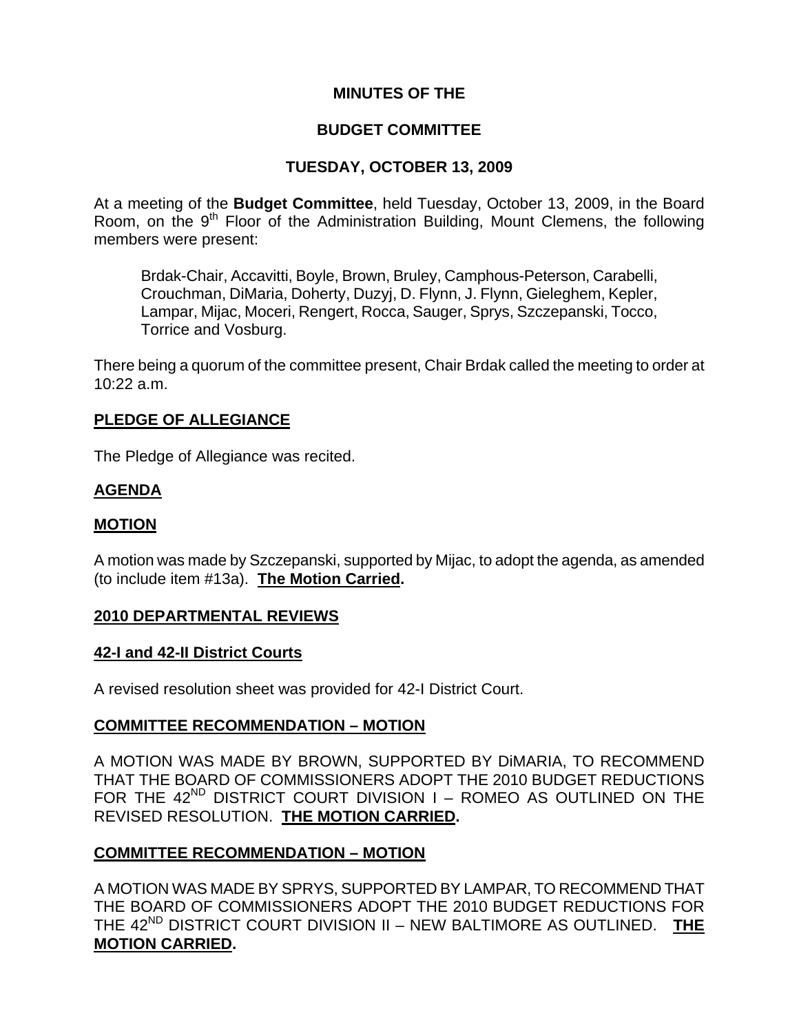# MINUTES OF THE

# BUDGET COMMITTEE

# TUESDAY, OCTOBER 13, 2009

At a meeting of the **Budget Committee**, held Tuesday, October 13, 2009, in the Board Room, on the 9th Floor of the Administration Building, Mount Clemens, the following members were present:

> Brdak-Chair, Accavitti, Boyle, Brown, Bruley, Camphous-Peterson, Carabelli, Crouchman, DiMaria, Doherty, Duzyj, D. Flynn, J. Flynn, Gieleghem, Kepler, Lampar, Mijac, Moceri, Rengert, Rocca, Sauger, Sprys, Szczepanski, Tocco, Torrice and Vosburg.

There being a quorum of the committee present, Chair Brdak called the meeting to order at 10:22 a.m.

## PLEDGE OF ALLEGIANCE

The Pledge of Allegiance was recited.

## AGENDA

## MOTION

A motion was made by Szczepanski, supported by Mijac, to adopt the agenda, as amended (to include item #13a). **The Motion Carried.**

## 2010 DEPARTMENTAL REVIEWS

## 42-I and 42-II District Courts

A revised resolution sheet was provided for 42-I District Court.

## COMMITTEE RECOMMENDATION – MOTION

A MOTION WAS MADE BY BROWN, SUPPORTED BY DiMARIA, TO RECOMMEND THAT THE BOARD OF COMMISSIONERS ADOPT THE 2010 BUDGET REDUCTIONS FOR THE 42ND DISTRICT COURT DIVISION I – ROMEO AS OUTLINED ON THE REVISED RESOLUTION. **THE MOTION CARRIED.**

## COMMITTEE RECOMMENDATION – MOTION

A MOTION WAS MADE BY SPRYS, SUPPORTED BY LAMPAR, TO RECOMMEND THAT THE BOARD OF COMMISSIONERS ADOPT THE 2010 BUDGET REDUCTIONS FOR THE 42ND DISTRICT COURT DIVISION II – NEW BALTIMORE AS OUTLINED. **THE MOTION CARRIED.**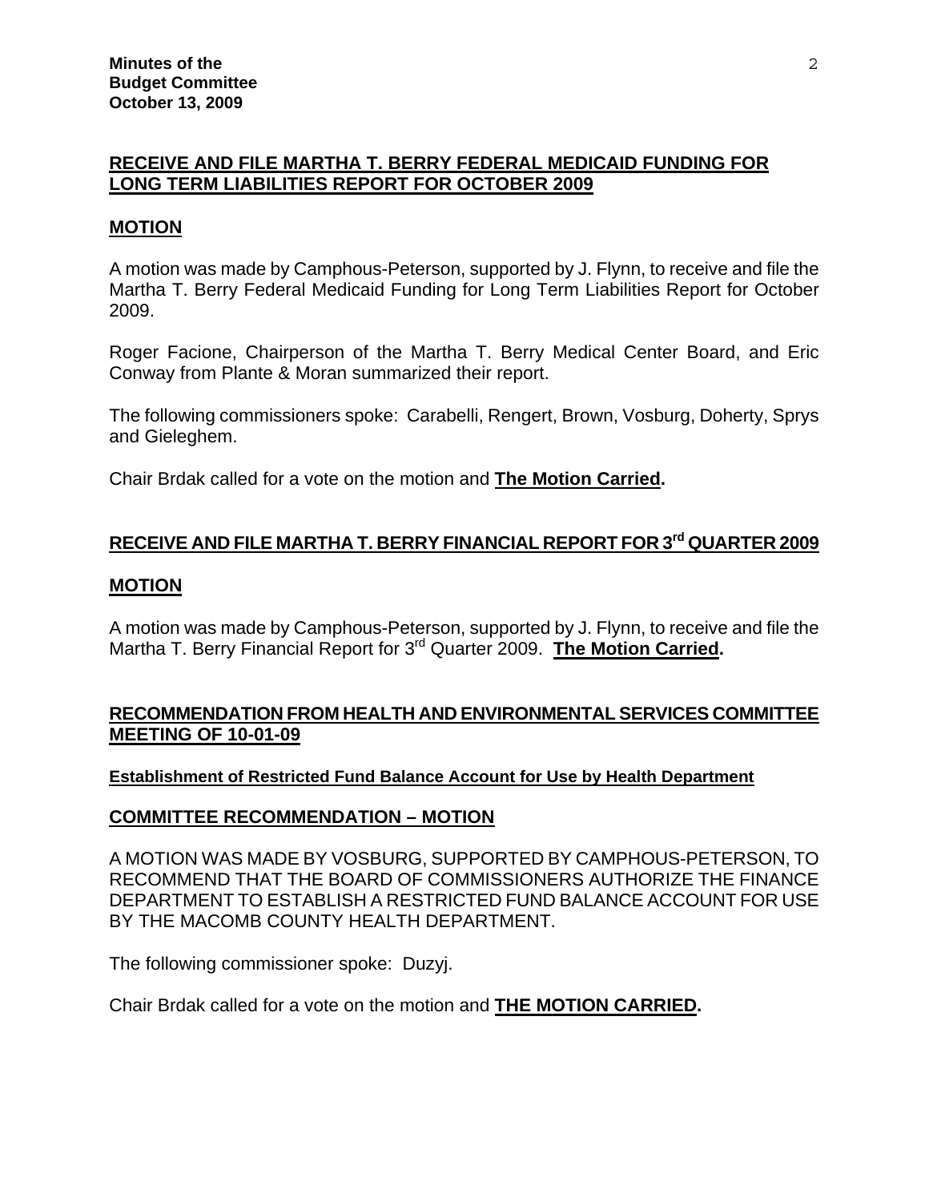## RECEIVE AND FILE MARTHA T. BERRY FEDERAL MEDICAID FUNDING FOR LONG TERM LIABILITIES REPORT FOR OCTOBER 2009

### MOTION

A motion was made by Camphous-Peterson, supported by J. Flynn, to receive and file the Martha T. Berry Federal Medicaid Funding for Long Term Liabilities Report for October 2009.

Roger Facione, Chairperson of the Martha T. Berry Medical Center Board, and Eric Conway from Plante & Moran summarized their report.

The following commissioners spoke: Carabelli, Rengert, Brown, Vosburg, Doherty, Sprys and Gieleghem.

Chair Brdak called for a vote on the motion and **The Motion Carried.**

## RECEIVE AND FILE MARTHA T. BERRY FINANCIAL REPORT FOR 3rd QUARTER 2009

### MOTION

A motion was made by Camphous-Peterson, supported by J. Flynn, to receive and file the Martha T. Berry Financial Report for 3rd Quarter 2009. **The Motion Carried.**

## RECOMMENDATION FROM HEALTH AND ENVIRONMENTAL SERVICES COMMITTEE MEETING OF 10-01-09

#### Establishment of Restricted Fund Balance Account for Use by Health Department

### COMMITTEE RECOMMENDATION – MOTION

A MOTION WAS MADE BY VOSBURG, SUPPORTED BY CAMPHOUS-PETERSON, TO RECOMMEND THAT THE BOARD OF COMMISSIONERS AUTHORIZE THE FINANCE DEPARTMENT TO ESTABLISH A RESTRICTED FUND BALANCE ACCOUNT FOR USE BY THE MACOMB COUNTY HEALTH DEPARTMENT.

The following commissioner spoke: Duzyj.

Chair Brdak called for a vote on the motion and **THE MOTION CARRIED.**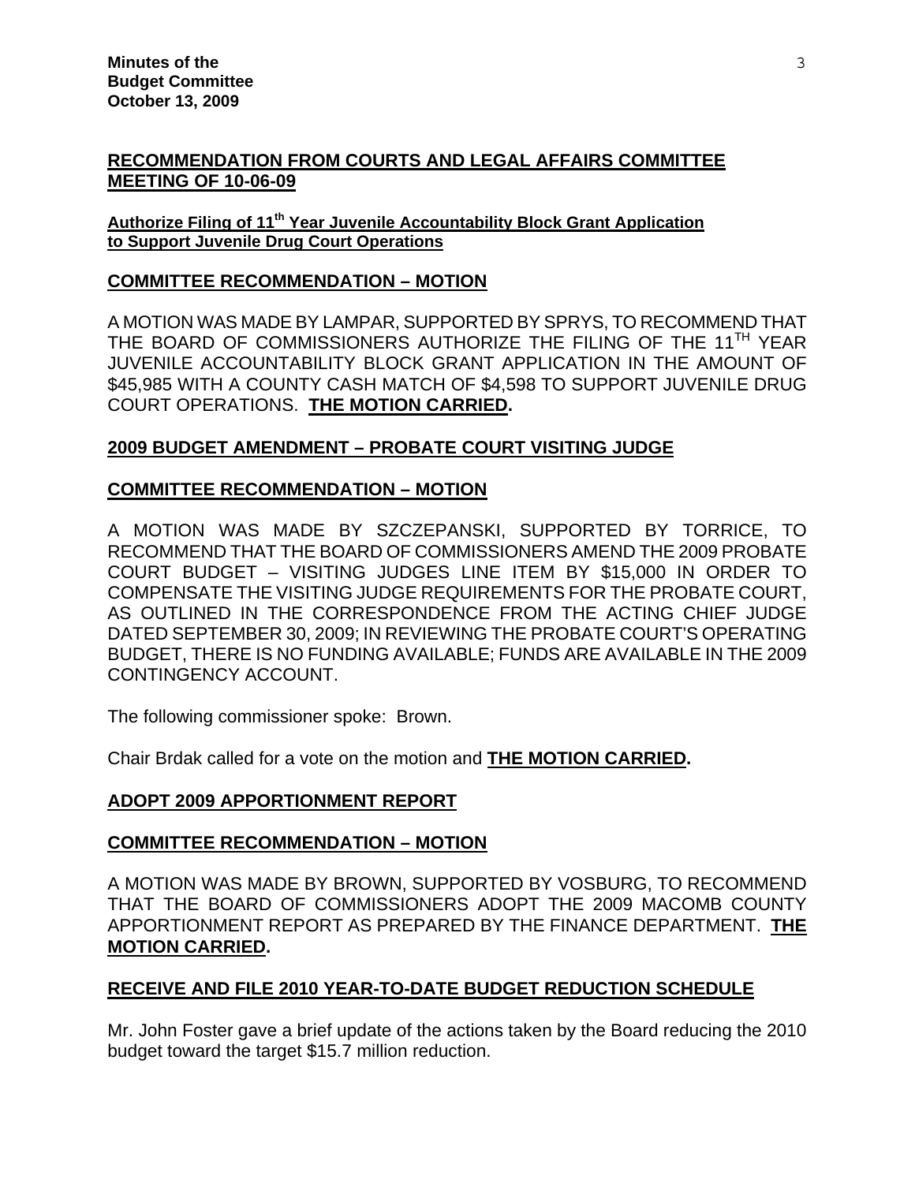## RECOMMENDATION FROM COURTS AND LEGAL AFFAIRS COMMITTEE MEETING OF 10-06-09

**Authorize Filing of 11th Year Juvenile Accountability Block Grant Application to Support Juvenile Drug Court Operations**

## COMMITTEE RECOMMENDATION – MOTION

A MOTION WAS MADE BY LAMPAR, SUPPORTED BY SPRYS, TO RECOMMEND THAT THE BOARD OF COMMISSIONERS AUTHORIZE THE FILING OF THE 11TH YEAR JUVENILE ACCOUNTABILITY BLOCK GRANT APPLICATION IN THE AMOUNT OF $45,985 WITH A COUNTY CASH MATCH OF $4,598 TO SUPPORT JUVENILE DRUG COURT OPERATIONS. **THE MOTION CARRIED.**

## 2009 BUDGET AMENDMENT – PROBATE COURT VISITING JUDGE

## COMMITTEE RECOMMENDATION – MOTION

A MOTION WAS MADE BY SZCZEPANSKI, SUPPORTED BY TORRICE, TO RECOMMEND THAT THE BOARD OF COMMISSIONERS AMEND THE 2009 PROBATE COURT BUDGET – VISITING JUDGES LINE ITEM BY $15,000 IN ORDER TO COMPENSATE THE VISITING JUDGE REQUIREMENTS FOR THE PROBATE COURT, AS OUTLINED IN THE CORRESPONDENCE FROM THE ACTING CHIEF JUDGE DATED SEPTEMBER 30, 2009; IN REVIEWING THE PROBATE COURT'S OPERATING BUDGET, THERE IS NO FUNDING AVAILABLE; FUNDS ARE AVAILABLE IN THE 2009 CONTINGENCY ACCOUNT.

The following commissioner spoke: Brown.

Chair Brdak called for a vote on the motion and **THE MOTION CARRIED.**

## ADOPT 2009 APPORTIONMENT REPORT

## COMMITTEE RECOMMENDATION – MOTION

A MOTION WAS MADE BY BROWN, SUPPORTED BY VOSBURG, TO RECOMMEND THAT THE BOARD OF COMMISSIONERS ADOPT THE 2009 MACOMB COUNTY APPORTIONMENT REPORT AS PREPARED BY THE FINANCE DEPARTMENT. **THE MOTION CARRIED.**

## RECEIVE AND FILE 2010 YEAR-TO-DATE BUDGET REDUCTION SCHEDULE

Mr. John Foster gave a brief update of the actions taken by the Board reducing the 2010 budget toward the target $15.7 million reduction.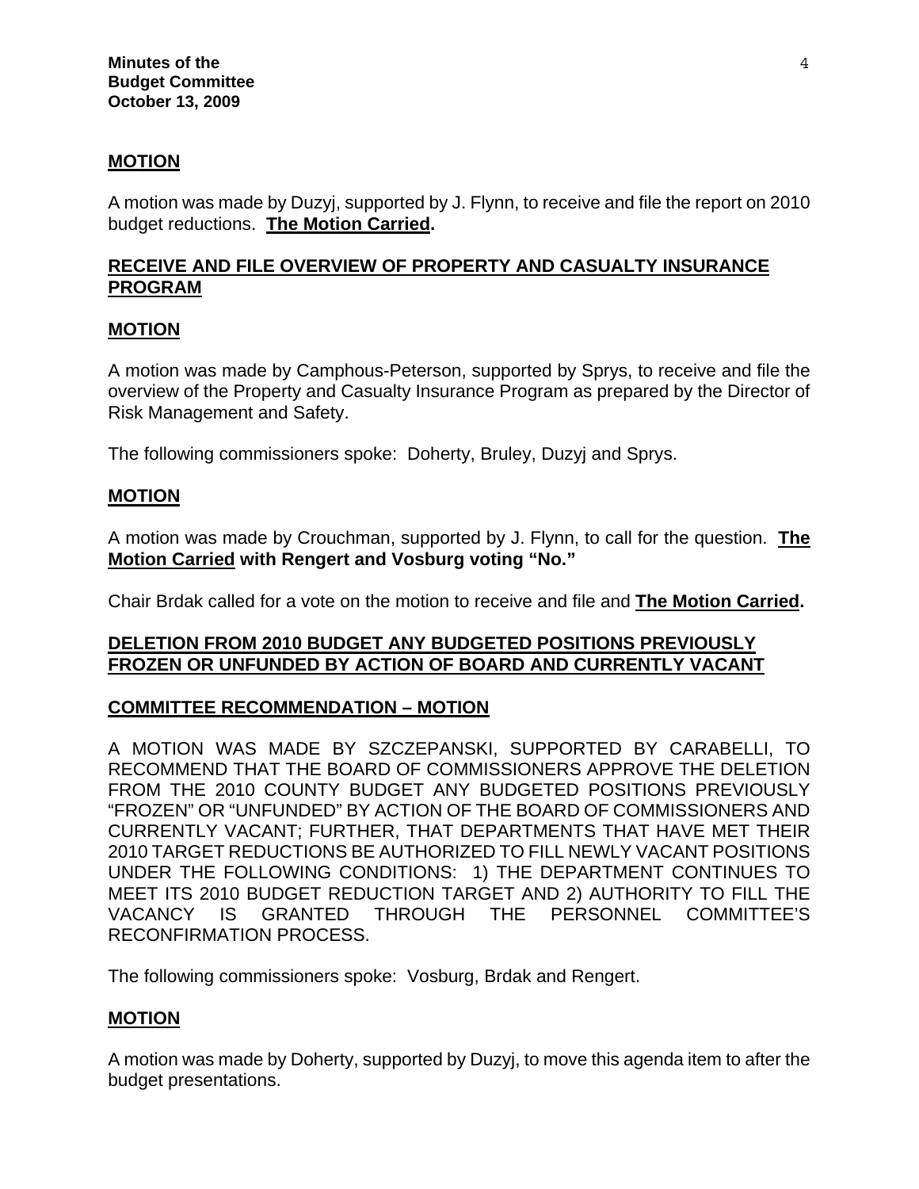## MOTION

A motion was made by Duzyj, supported by J. Flynn, to receive and file the report on 2010 budget reductions. **The Motion Carried.**

## RECEIVE AND FILE OVERVIEW OF PROPERTY AND CASUALTY INSURANCE PROGRAM

## MOTION

A motion was made by Camphous-Peterson, supported by Sprys, to receive and file the overview of the Property and Casualty Insurance Program as prepared by the Director of Risk Management and Safety.

The following commissioners spoke: Doherty, Bruley, Duzyj and Sprys.

## MOTION

A motion was made by Crouchman, supported by J. Flynn, to call for the question. **The Motion Carried with Rengert and Vosburg voting "No."**

Chair Brdak called for a vote on the motion to receive and file and **The Motion Carried.**

## DELETION FROM 2010 BUDGET ANY BUDGETED POSITIONS PREVIOUSLY FROZEN OR UNFUNDED BY ACTION OF BOARD AND CURRENTLY VACANT

## COMMITTEE RECOMMENDATION – MOTION

A MOTION WAS MADE BY SZCZEPANSKI, SUPPORTED BY CARABELLI, TO RECOMMEND THAT THE BOARD OF COMMISSIONERS APPROVE THE DELETION FROM THE 2010 COUNTY BUDGET ANY BUDGETED POSITIONS PREVIOUSLY "FROZEN" OR "UNFUNDED" BY ACTION OF THE BOARD OF COMMISSIONERS AND CURRENTLY VACANT; FURTHER, THAT DEPARTMENTS THAT HAVE MET THEIR 2010 TARGET REDUCTIONS BE AUTHORIZED TO FILL NEWLY VACANT POSITIONS UNDER THE FOLLOWING CONDITIONS: 1) THE DEPARTMENT CONTINUES TO MEET ITS 2010 BUDGET REDUCTION TARGET AND 2) AUTHORITY TO FILL THE VACANCY IS GRANTED THROUGH THE PERSONNEL COMMITTEE'S RECONFIRMATION PROCESS.

The following commissioners spoke: Vosburg, Brdak and Rengert.

## MOTION

A motion was made by Doherty, supported by Duzyj, to move this agenda item to after the budget presentations.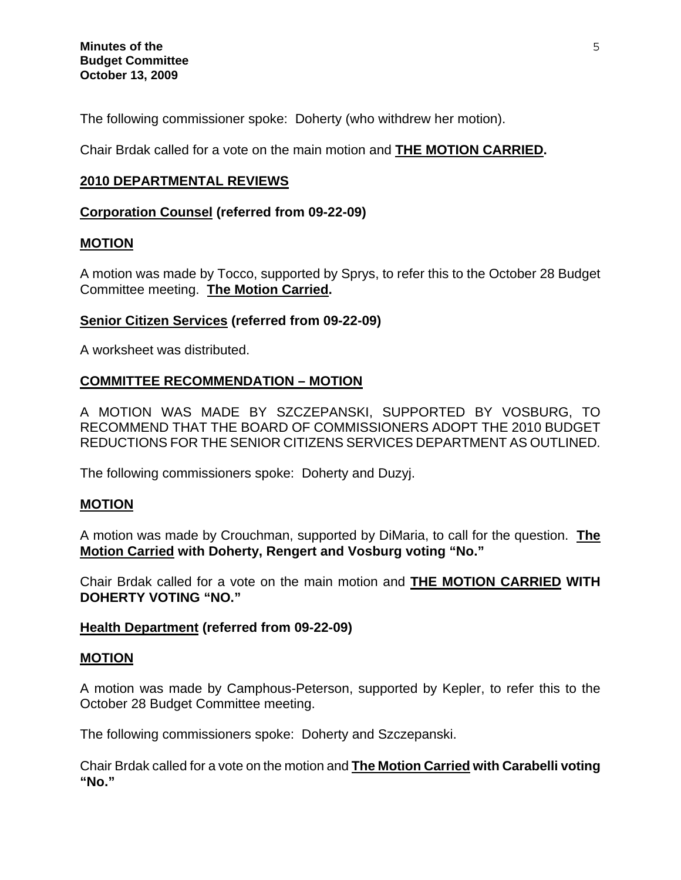The following commissioner spoke: Doherty (who withdrew her motion).

Chair Brdak called for a vote on the main motion and **THE MOTION CARRIED.**

## 2010 DEPARTMENTAL REVIEWS

### Corporation Counsel (referred from 09-22-09)

### MOTION

A motion was made by Tocco, supported by Sprys, to refer this to the October 28 Budget Committee meeting. **The Motion Carried.**

### Senior Citizen Services (referred from 09-22-09)

A worksheet was distributed.

### COMMITTEE RECOMMENDATION – MOTION

A MOTION WAS MADE BY SZCZEPANSKI, SUPPORTED BY VOSBURG, TO RECOMMEND THAT THE BOARD OF COMMISSIONERS ADOPT THE 2010 BUDGET REDUCTIONS FOR THE SENIOR CITIZENS SERVICES DEPARTMENT AS OUTLINED.

The following commissioners spoke: Doherty and Duzyj.

### MOTION

A motion was made by Crouchman, supported by DiMaria, to call for the question. **The Motion Carried with Doherty, Rengert and Vosburg voting "No."**

Chair Brdak called for a vote on the main motion and **THE MOTION CARRIED WITH DOHERTY VOTING "NO."**

### Health Department (referred from 09-22-09)

### MOTION

A motion was made by Camphous-Peterson, supported by Kepler, to refer this to the October 28 Budget Committee meeting.

The following commissioners spoke: Doherty and Szczepanski.

Chair Brdak called for a vote on the motion and **The Motion Carried with Carabelli voting "No."**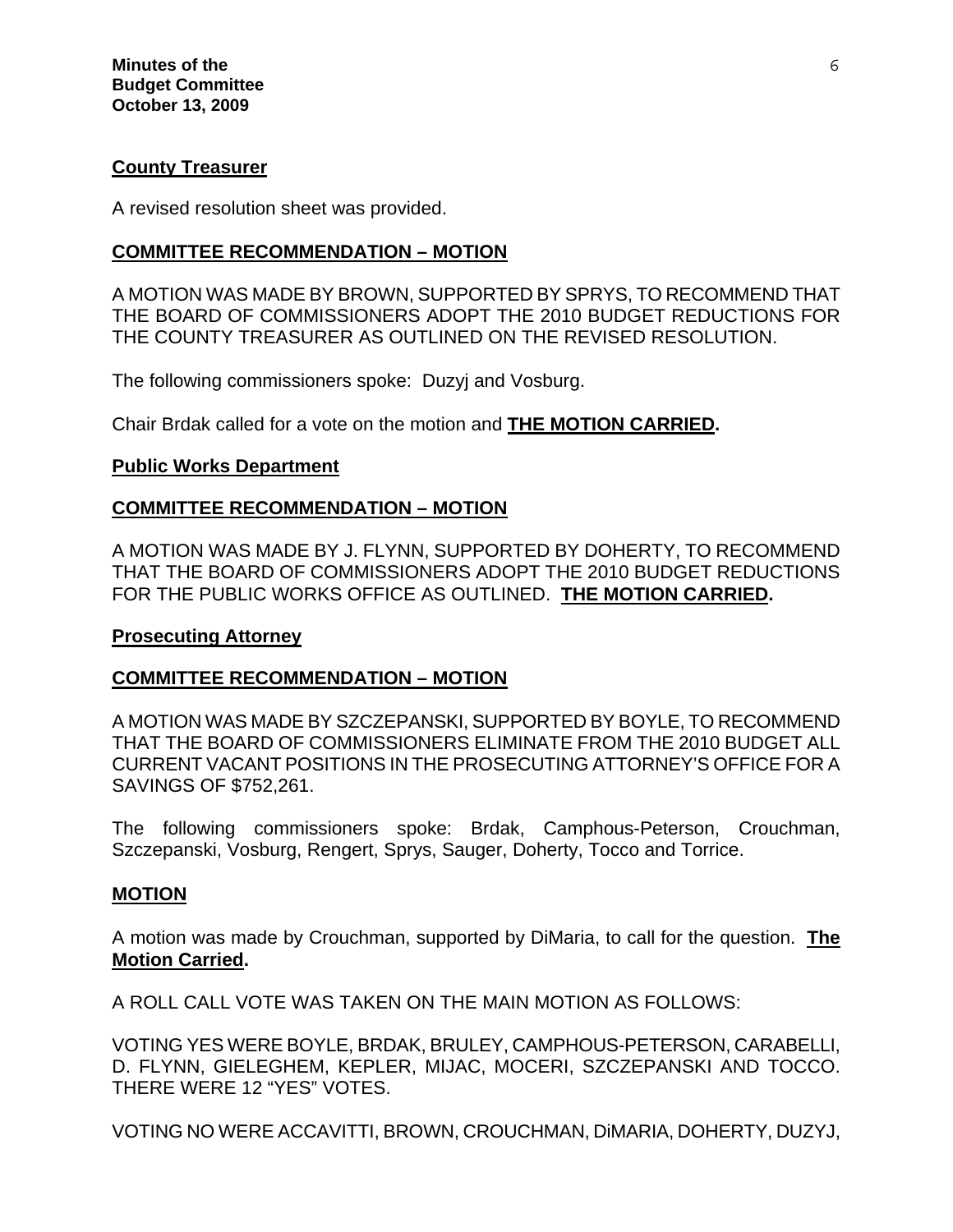**County Treasurer**

A revised resolution sheet was provided.

**COMMITTEE RECOMMENDATION – MOTION**

A MOTION WAS MADE BY BROWN, SUPPORTED BY SPRYS, TO RECOMMEND THAT THE BOARD OF COMMISSIONERS ADOPT THE 2010 BUDGET REDUCTIONS FOR THE COUNTY TREASURER AS OUTLINED ON THE REVISED RESOLUTION.

The following commissioners spoke: Duzyj and Vosburg.

Chair Brdak called for a vote on the motion and **THE MOTION CARRIED.**

**Public Works Department**

**COMMITTEE RECOMMENDATION – MOTION**

A MOTION WAS MADE BY J. FLYNN, SUPPORTED BY DOHERTY, TO RECOMMEND THAT THE BOARD OF COMMISSIONERS ADOPT THE 2010 BUDGET REDUCTIONS FOR THE PUBLIC WORKS OFFICE AS OUTLINED. **THE MOTION CARRIED.**

**Prosecuting Attorney**

**COMMITTEE RECOMMENDATION – MOTION**

A MOTION WAS MADE BY SZCZEPANSKI, SUPPORTED BY BOYLE, TO RECOMMEND THAT THE BOARD OF COMMISSIONERS ELIMINATE FROM THE 2010 BUDGET ALL CURRENT VACANT POSITIONS IN THE PROSECUTING ATTORNEY'S OFFICE FOR A SAVINGS OF $752,261.

The following commissioners spoke: Brdak, Camphous-Peterson, Crouchman, Szczepanski, Vosburg, Rengert, Sprys, Sauger, Doherty, Tocco and Torrice.

**MOTION**

A motion was made by Crouchman, supported by DiMaria, to call for the question. **The Motion Carried.**

A ROLL CALL VOTE WAS TAKEN ON THE MAIN MOTION AS FOLLOWS:

VOTING YES WERE BOYLE, BRDAK, BRULEY, CAMPHOUS-PETERSON, CARABELLI, D. FLYNN, GIELEGHEM, KEPLER, MIJAC, MOCERI, SZCZEPANSKI AND TOCCO. THERE WERE 12 "YES" VOTES.

VOTING NO WERE ACCAVITTI, BROWN, CROUCHMAN, DiMARIA, DOHERTY, DUZYJ,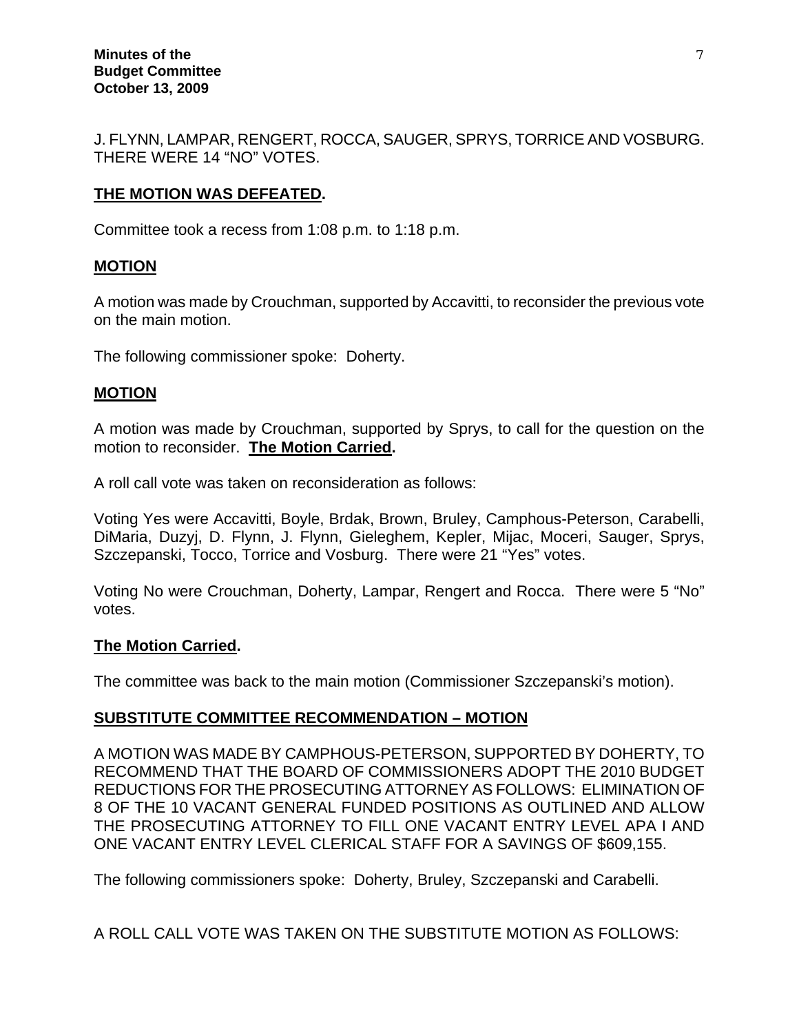J. FLYNN, LAMPAR, RENGERT, ROCCA, SAUGER, SPRYS, TORRICE AND VOSBURG. THERE WERE 14 "NO" VOTES.

**THE MOTION WAS DEFEATED.**

Committee took a recess from 1:08 p.m. to 1:18 p.m.

**MOTION**

A motion was made by Crouchman, supported by Accavitti, to reconsider the previous vote on the main motion.

The following commissioner spoke: Doherty.

**MOTION**

A motion was made by Crouchman, supported by Sprys, to call for the question on the motion to reconsider. **The Motion Carried.**

A roll call vote was taken on reconsideration as follows:

Voting Yes were Accavitti, Boyle, Brdak, Brown, Bruley, Camphous-Peterson, Carabelli, DiMaria, Duzyj, D. Flynn, J. Flynn, Gieleghem, Kepler, Mijac, Moceri, Sauger, Sprys, Szczepanski, Tocco, Torrice and Vosburg. There were 21 "Yes" votes.

Voting No were Crouchman, Doherty, Lampar, Rengert and Rocca. There were 5 "No" votes.

**The Motion Carried.**

The committee was back to the main motion (Commissioner Szczepanski's motion).

**SUBSTITUTE COMMITTEE RECOMMENDATION – MOTION**

A MOTION WAS MADE BY CAMPHOUS-PETERSON, SUPPORTED BY DOHERTY, TO RECOMMEND THAT THE BOARD OF COMMISSIONERS ADOPT THE 2010 BUDGET REDUCTIONS FOR THE PROSECUTING ATTORNEY AS FOLLOWS: ELIMINATION OF 8 OF THE 10 VACANT GENERAL FUNDED POSITIONS AS OUTLINED AND ALLOW THE PROSECUTING ATTORNEY TO FILL ONE VACANT ENTRY LEVEL APA I AND ONE VACANT ENTRY LEVEL CLERICAL STAFF FOR A SAVINGS OF $609,155.

The following commissioners spoke: Doherty, Bruley, Szczepanski and Carabelli.

A ROLL CALL VOTE WAS TAKEN ON THE SUBSTITUTE MOTION AS FOLLOWS: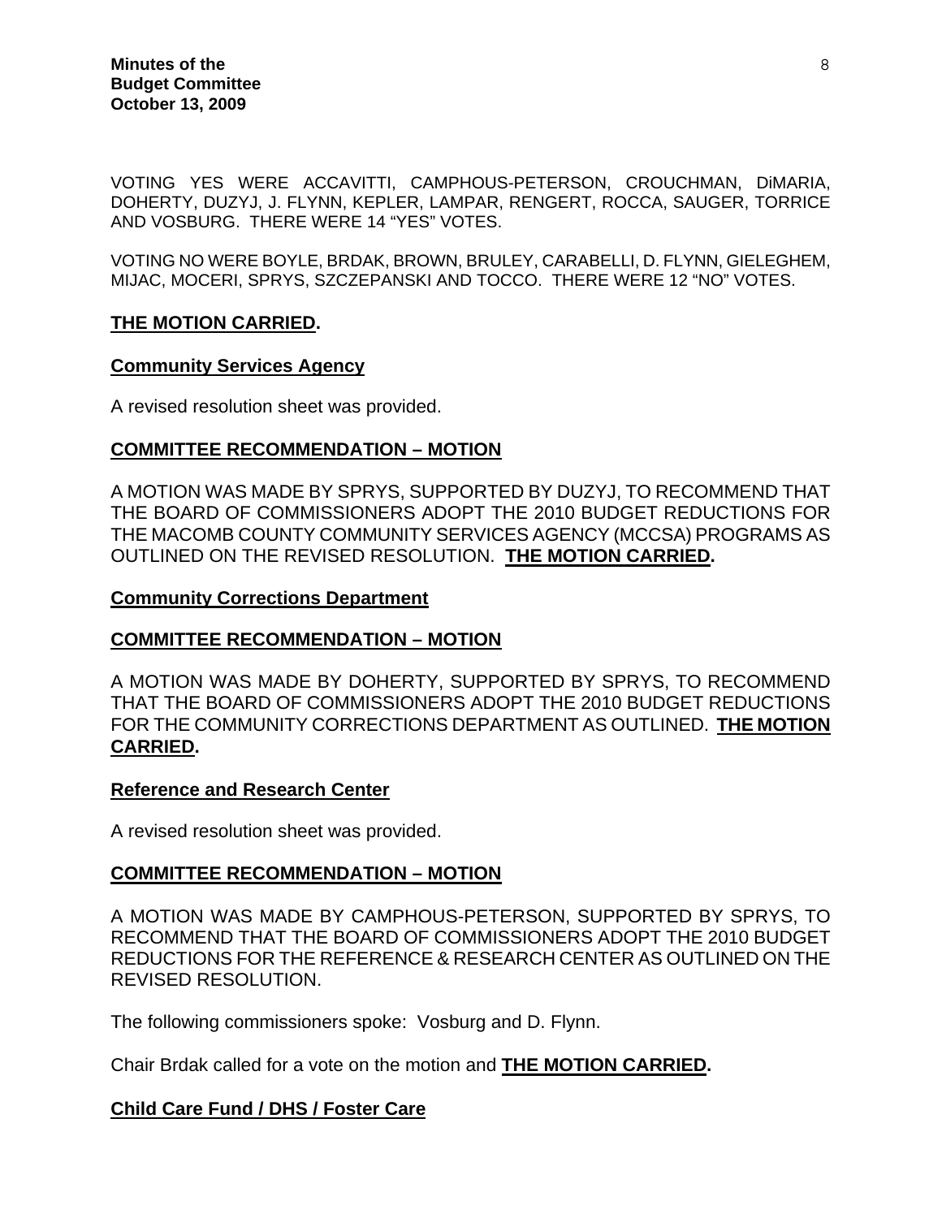VOTING YES WERE ACCAVITTI, CAMPHOUS-PETERSON, CROUCHMAN, DiMARIA, DOHERTY, DUZYJ, J. FLYNN, KEPLER, LAMPAR, RENGERT, ROCCA, SAUGER, TORRICE AND VOSBURG. THERE WERE 14 "YES" VOTES.

VOTING NO WERE BOYLE, BRDAK, BROWN, BRULEY, CARABELLI, D. FLYNN, GIELEGHEM, MIJAC, MOCERI, SPRYS, SZCZEPANSKI AND TOCCO. THERE WERE 12 "NO" VOTES.

**THE MOTION CARRIED.**

**Community Services Agency**

A revised resolution sheet was provided.

**COMMITTEE RECOMMENDATION – MOTION**

A MOTION WAS MADE BY SPRYS, SUPPORTED BY DUZYJ, TO RECOMMEND THAT THE BOARD OF COMMISSIONERS ADOPT THE 2010 BUDGET REDUCTIONS FOR THE MACOMB COUNTY COMMUNITY SERVICES AGENCY (MCCSA) PROGRAMS AS OUTLINED ON THE REVISED RESOLUTION. **THE MOTION CARRIED.**

**Community Corrections Department**

**COMMITTEE RECOMMENDATION – MOTION**

A MOTION WAS MADE BY DOHERTY, SUPPORTED BY SPRYS, TO RECOMMEND THAT THE BOARD OF COMMISSIONERS ADOPT THE 2010 BUDGET REDUCTIONS FOR THE COMMUNITY CORRECTIONS DEPARTMENT AS OUTLINED. **THE MOTION CARRIED.**

**Reference and Research Center**

A revised resolution sheet was provided.

**COMMITTEE RECOMMENDATION – MOTION**

A MOTION WAS MADE BY CAMPHOUS-PETERSON, SUPPORTED BY SPRYS, TO RECOMMEND THAT THE BOARD OF COMMISSIONERS ADOPT THE 2010 BUDGET REDUCTIONS FOR THE REFERENCE & RESEARCH CENTER AS OUTLINED ON THE REVISED RESOLUTION.

The following commissioners spoke: Vosburg and D. Flynn.

Chair Brdak called for a vote on the motion and **THE MOTION CARRIED.**

**Child Care Fund / DHS / Foster Care**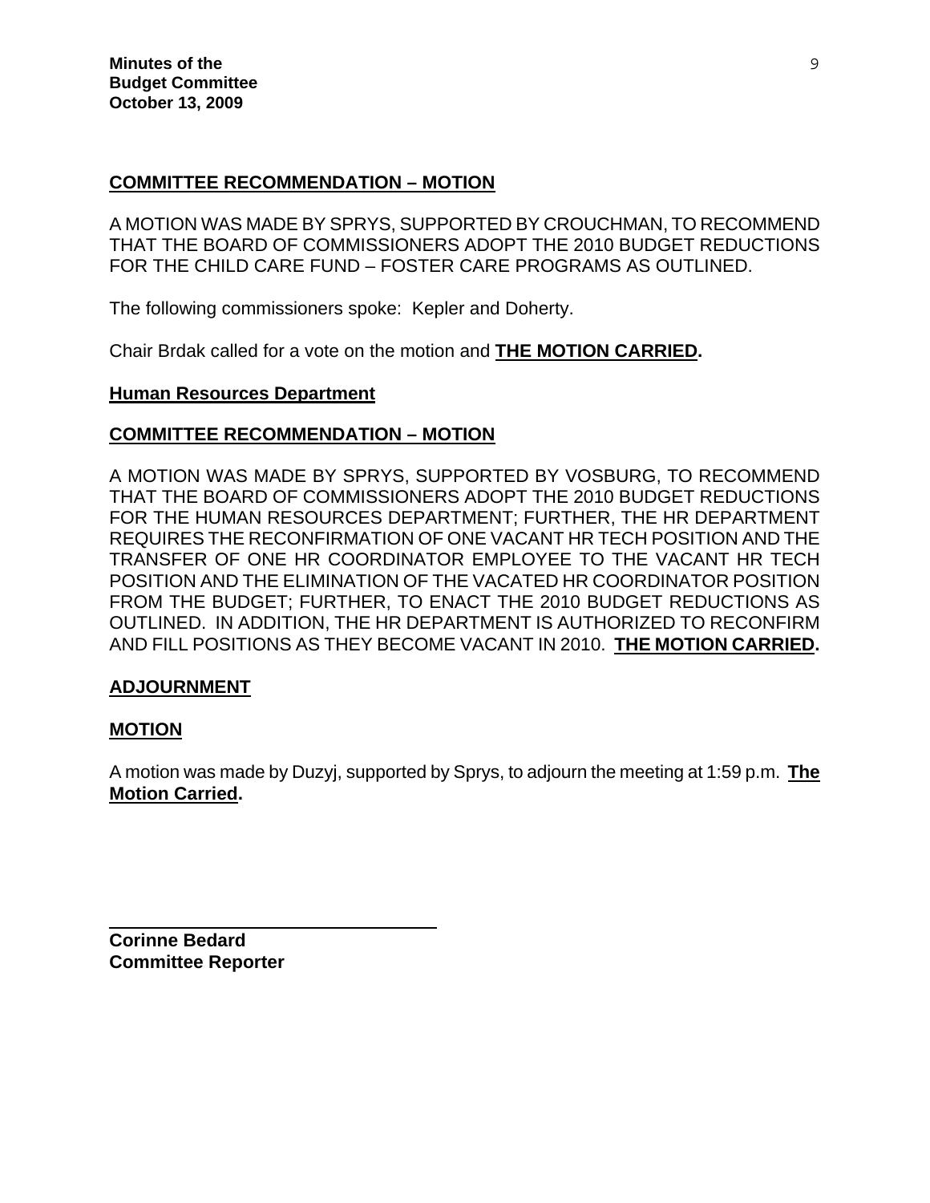**COMMITTEE RECOMMENDATION – MOTION**

A MOTION WAS MADE BY SPRYS, SUPPORTED BY CROUCHMAN, TO RECOMMEND THAT THE BOARD OF COMMISSIONERS ADOPT THE 2010 BUDGET REDUCTIONS FOR THE CHILD CARE FUND – FOSTER CARE PROGRAMS AS OUTLINED.

The following commissioners spoke: Kepler and Doherty.

Chair Brdak called for a vote on the motion and **THE MOTION CARRIED.**

**Human Resources Department**

**COMMITTEE RECOMMENDATION – MOTION**

A MOTION WAS MADE BY SPRYS, SUPPORTED BY VOSBURG, TO RECOMMEND THAT THE BOARD OF COMMISSIONERS ADOPT THE 2010 BUDGET REDUCTIONS FOR THE HUMAN RESOURCES DEPARTMENT; FURTHER, THE HR DEPARTMENT REQUIRES THE RECONFIRMATION OF ONE VACANT HR TECH POSITION AND THE TRANSFER OF ONE HR COORDINATOR EMPLOYEE TO THE VACANT HR TECH POSITION AND THE ELIMINATION OF THE VACATED HR COORDINATOR POSITION FROM THE BUDGET; FURTHER, TO ENACT THE 2010 BUDGET REDUCTIONS AS OUTLINED. IN ADDITION, THE HR DEPARTMENT IS AUTHORIZED TO RECONFIRM AND FILL POSITIONS AS THEY BECOME VACANT IN 2010. **THE MOTION CARRIED.**

**ADJOURNMENT**

**MOTION**

A motion was made by Duzyj, supported by Sprys, to adjourn the meeting at 1:59 p.m. **The Motion Carried.**

\_\_\_\_\_\_\_\_\_\_\_\_\_\_\_\_\_\_\_\_\_\_\_\_\_\_\_\_\_\_\_\_\_\_

**Corinne Bedard**
**Committee Reporter**